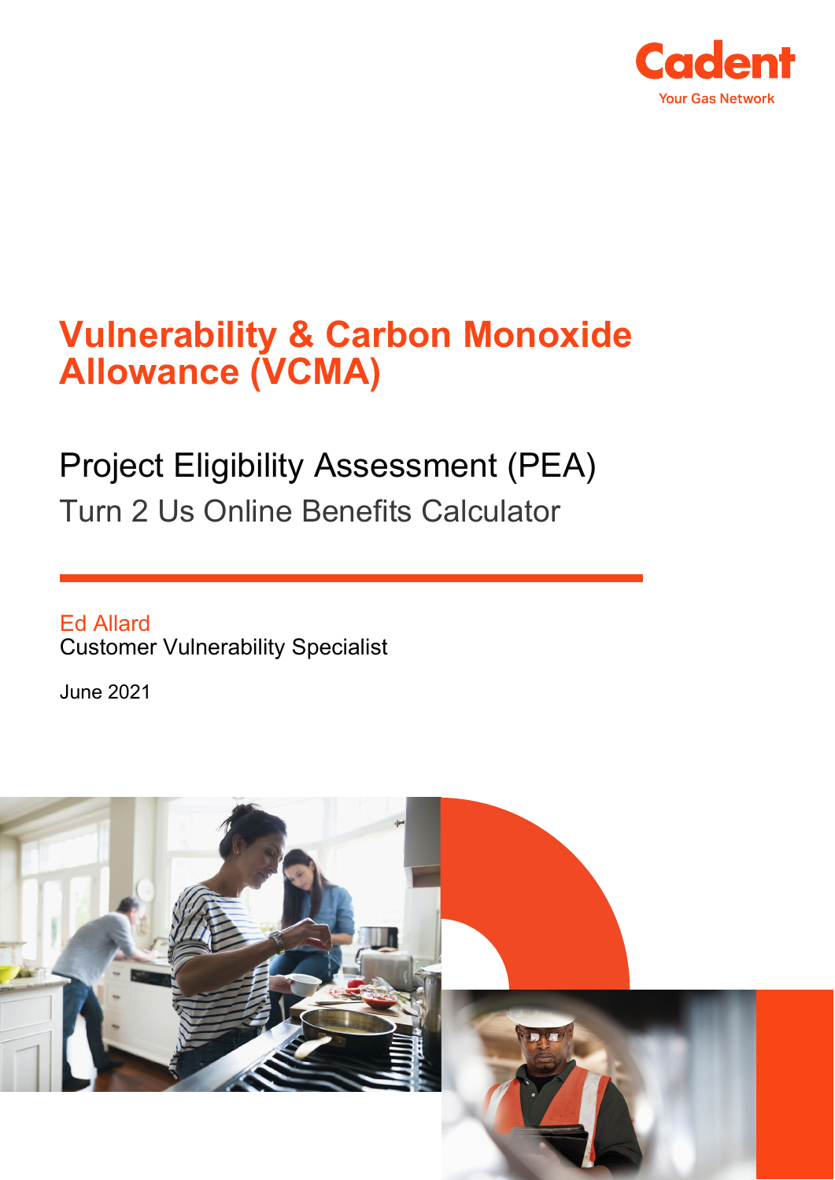Cadent

Your Gas Network

# Vulnerability & Carbon Monoxide Allowance (VCMA)

## Project Eligibility Assessment (PEA)

### Turn 2 Us Online Benefits Calculator

Ed Allard

Customer Vulnerability Specialist

June 2021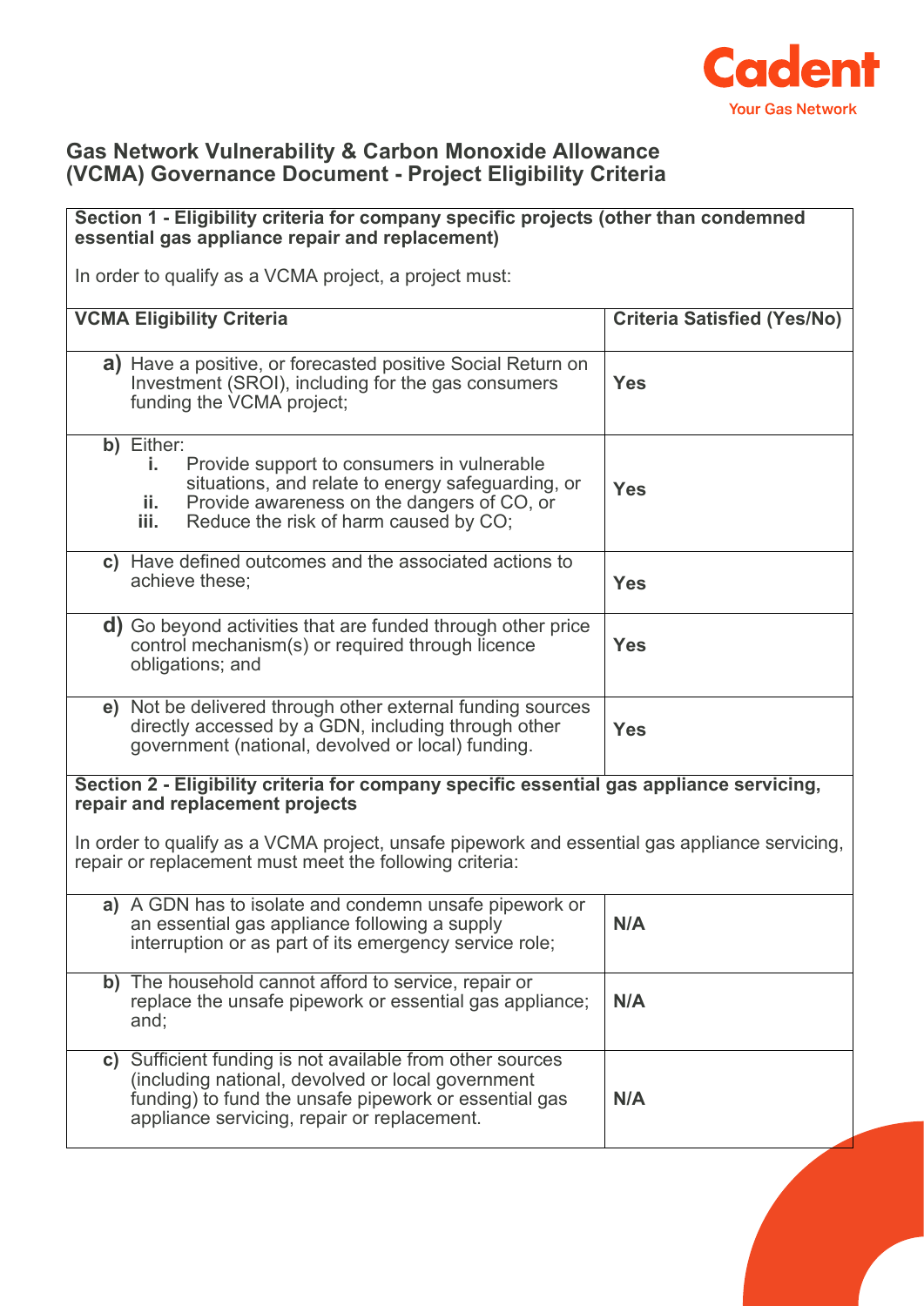## Gas Network Vulnerability & Carbon Monoxide Allowance (VCMA) Governance Document - Project Eligibility Criteria

**Section 1 - Eligibility criteria for company specific projects (other than condemned essential gas appliance repair and replacement)**

In order to qualify as a VCMA project, a project must:

| VCMA Eligibility Criteria | Criteria Satisfied (Yes/No) |
|---|---|
| **a)** Have a positive, or forecasted positive Social Return on Investment (SROI), including for the gas consumers funding the VCMA project; | **Yes** |
| **b)** Either:<br>**i.** Provide support to consumers in vulnerable situations, and relate to energy safeguarding, or<br>**ii.** Provide awareness on the dangers of CO, or<br>**iii.** Reduce the risk of harm caused by CO; | **Yes** |
| **c)** Have defined outcomes and the associated actions to achieve these; | **Yes** |
| **d)** Go beyond activities that are funded through other price control mechanism(s) or required through licence obligations; and | **Yes** |
| **e)** Not be delivered through other external funding sources directly accessed by a GDN, including through other government (national, devolved or local) funding. | **Yes** |

**Section 2 - Eligibility criteria for company specific essential gas appliance servicing, repair and replacement projects**

In order to qualify as a VCMA project, unsafe pipework and essential gas appliance servicing, repair or replacement must meet the following criteria:

| Criteria | Criteria Satisfied |
|---|---|
| **a)** A GDN has to isolate and condemn unsafe pipework or an essential gas appliance following a supply interruption or as part of its emergency service role; | **N/A** |
| **b)** The household cannot afford to service, repair or replace the unsafe pipework or essential gas appliance; and; | **N/A** |
| **c)** Sufficient funding is not available from other sources (including national, devolved or local government funding) to fund the unsafe pipework or essential gas appliance servicing, repair or replacement. | **N/A** |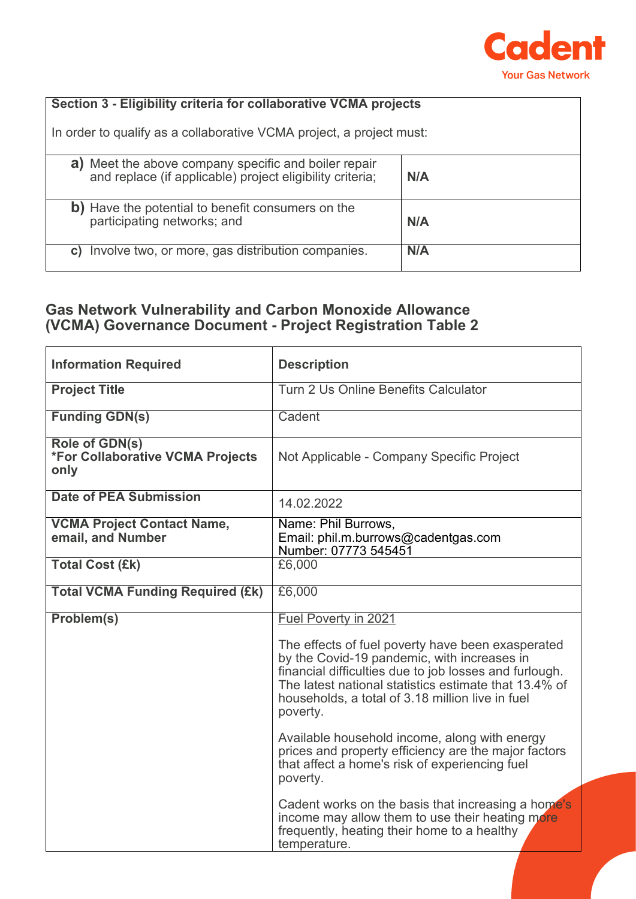| Section 3 - Eligibility criteria for collaborative VCMA projects<br><br>In order to qualify as a collaborative VCMA project, a project must: | |
|---|---|
| **a)** Meet the above company specific and boiler repair and replace (if applicable) project eligibility criteria; | **N/A** |
| **b)** Have the potential to benefit consumers on the participating networks; and | **N/A** |
| **c)** Involve two, or more, gas distribution companies. | **N/A** |

## Gas Network Vulnerability and Carbon Monoxide Allowance (VCMA) Governance Document - Project Registration Table 2

| Information Required | Description |
|---|---|
| **Project Title** | Turn 2 Us Online Benefits Calculator |
| **Funding GDN(s)** | Cadent |
| **Role of GDN(s)**<br>**\*For Collaborative VCMA Projects only** | Not Applicable - Company Specific Project |
| **Date of PEA Submission** | 14.02.2022 |
| **VCMA Project Contact Name, email, and Number** | Name: Phil Burrows,<br>Email: phil.m.burrows@cadentgas.com<br>Number: 07773 545451 |
| **Total Cost (£k)** | £6,000 |
| **Total VCMA Funding Required (£k)** | £6,000 |
| **Problem(s)** | <u>Fuel Poverty in 2021</u><br><br>The effects of fuel poverty have been exasperated by the Covid-19 pandemic, with increases in financial difficulties due to job losses and furlough. The latest national statistics estimate that 13.4% of households, a total of 3.18 million live in fuel poverty.<br><br>Available household income, along with energy prices and property efficiency are the major factors that affect a home's risk of experiencing fuel poverty.<br><br>Cadent works on the basis that increasing a home's income may allow them to use their heating more frequently, heating their home to a healthy temperature. |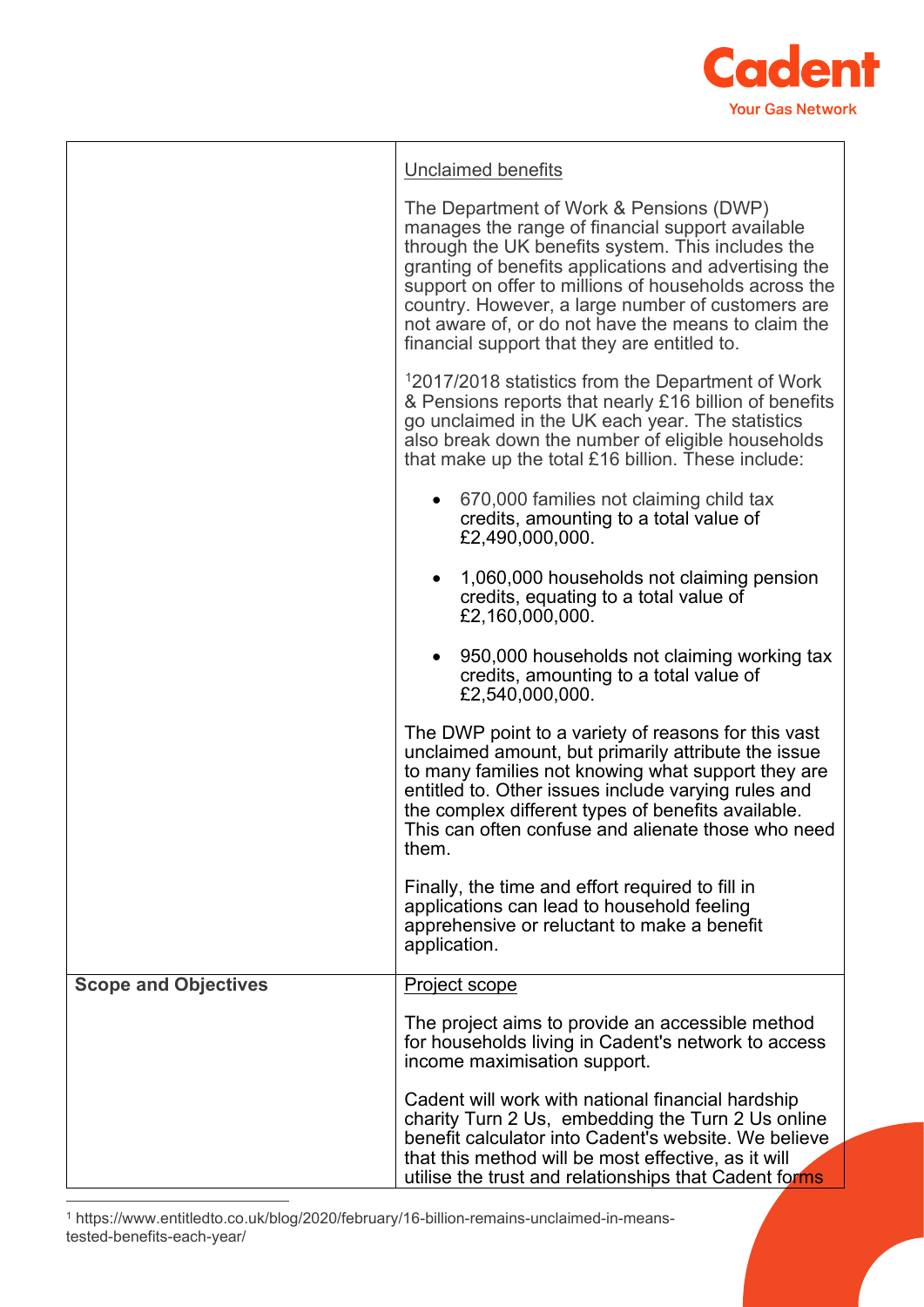| | |
|---|---|
| | Unclaimed benefits<br><br>The Department of Work & Pensions (DWP) manages the range of financial support available through the UK benefits system. This includes the granting of benefits applications and advertising the support on offer to millions of households across the country. However, a large number of customers are not aware of, or do not have the means to claim the financial support that they are entitled to.<br><br>[1]2017/2018 statistics from the Department of Work & Pensions reports that nearly £16 billion of benefits go unclaimed in the UK each year. The statistics also break down the number of eligible households that make up the total £16 billion. These include:<br><br>• 670,000 families not claiming child tax credits, amounting to a total value of £2,490,000,000.<br><br>• 1,060,000 households not claiming pension credits, equating to a total value of £2,160,000,000.<br><br>• 950,000 households not claiming working tax credits, amounting to a total value of £2,540,000,000.<br><br>The DWP point to a variety of reasons for this vast unclaimed amount, but primarily attribute the issue to many families not knowing what support they are entitled to. Other issues include varying rules and the complex different types of benefits available. This can often confuse and alienate those who need them.<br><br>Finally, the time and effort required to fill in applications can lead to household feeling apprehensive or reluctant to make a benefit application. |
| **Scope and Objectives** | Project scope<br><br>The project aims to provide an accessible method for households living in Cadent's network to access income maximisation support.<br><br>Cadent will work with national financial hardship charity Turn 2 Us, embedding the Turn 2 Us online benefit calculator into Cadent's website. We believe that this method will be most effective, as it will utilise the trust and relationships that Cadent forms |

[1] https://www.entitledto.co.uk/blog/2020/february/16-billion-remains-unclaimed-in-means-tested-benefits-each-year/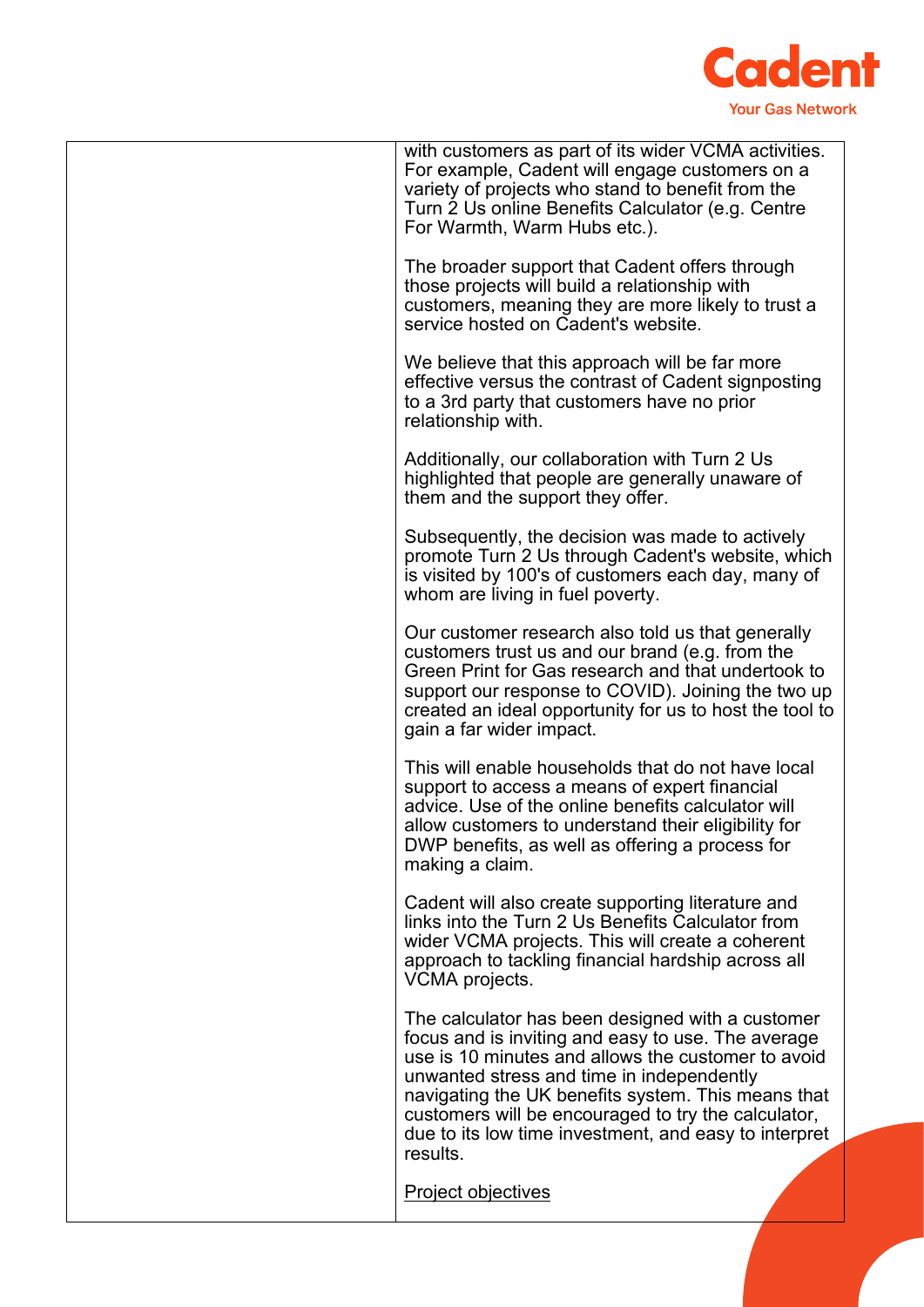| | |
|---|---|
| | with customers as part of its wider VCMA activities. For example, Cadent will engage customers on a variety of projects who stand to benefit from the Turn 2 Us online Benefits Calculator (e.g. Centre For Warmth, Warm Hubs etc.).<br><br>The broader support that Cadent offers through those projects will build a relationship with customers, meaning they are more likely to trust a service hosted on Cadent's website.<br><br>We believe that this approach will be far more effective versus the contrast of Cadent signposting to a 3rd party that customers have no prior relationship with.<br><br>Additionally, our collaboration with Turn 2 Us highlighted that people are generally unaware of them and the support they offer.<br><br>Subsequently, the decision was made to actively promote Turn 2 Us through Cadent's website, which is visited by 100's of customers each day, many of whom are living in fuel poverty.<br><br>Our customer research also told us that generally customers trust us and our brand (e.g. from the Green Print for Gas research and that undertook to support our response to COVID). Joining the two up created an ideal opportunity for us to host the tool to gain a far wider impact.<br><br>This will enable households that do not have local support to access a means of expert financial advice. Use of the online benefits calculator will allow customers to understand their eligibility for DWP benefits, as well as offering a process for making a claim.<br><br>Cadent will also create supporting literature and links into the Turn 2 Us Benefits Calculator from wider VCMA projects. This will create a coherent approach to tackling financial hardship across all VCMA projects.<br><br>The calculator has been designed with a customer focus and is inviting and easy to use. The average use is 10 minutes and allows the customer to avoid unwanted stress and time in independently navigating the UK benefits system. This means that customers will be encouraged to try the calculator, due to its low time investment, and easy to interpret results.<br><br><u>Project objectives</u> |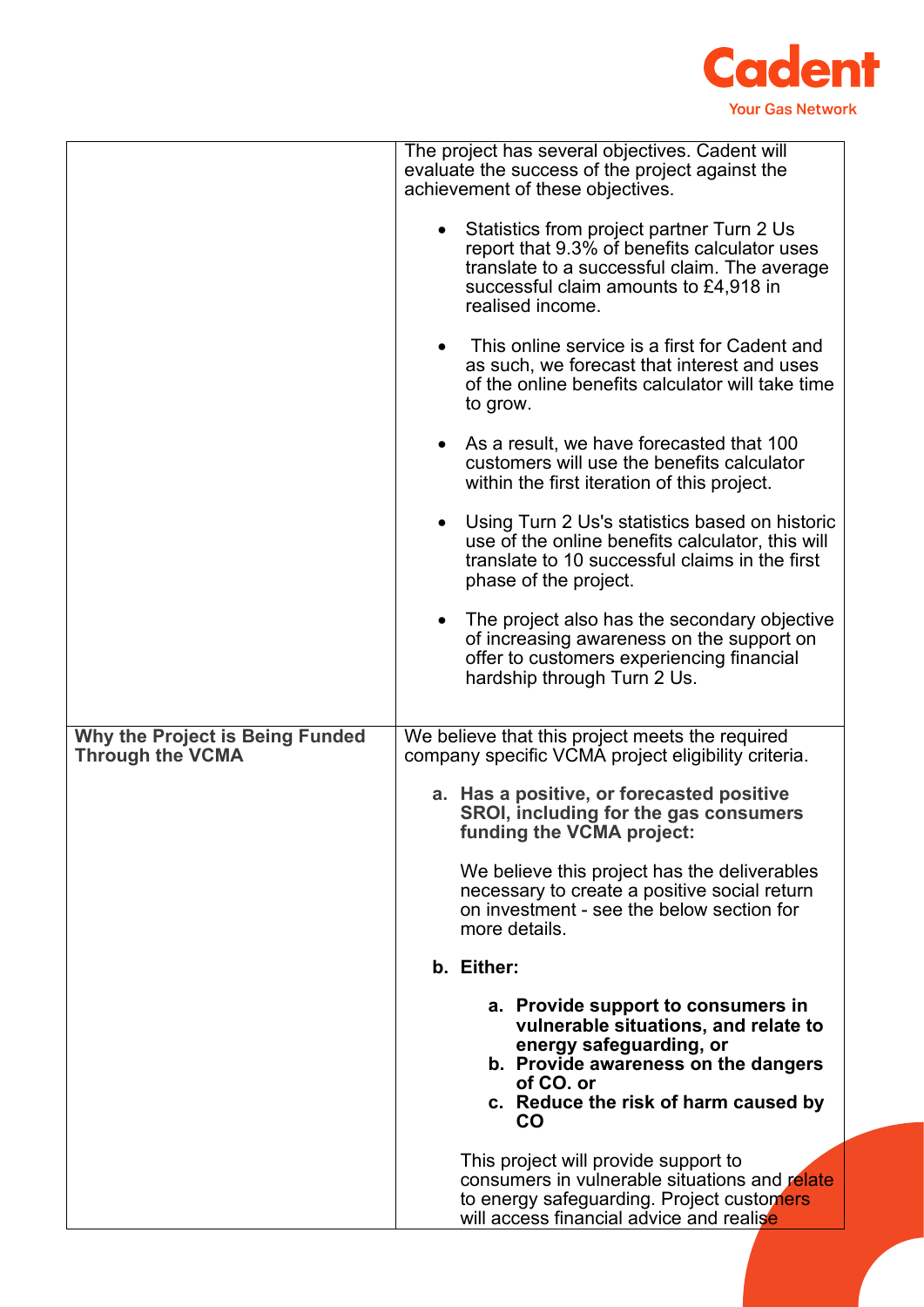| | |
|---|---|
| | The project has several objectives. Cadent will evaluate the success of the project against the achievement of these objectives.<br><br>• Statistics from project partner Turn 2 Us report that 9.3% of benefits calculator uses translate to a successful claim. The average successful claim amounts to £4,918 in realised income.<br><br>• This online service is a first for Cadent and as such, we forecast that interest and uses of the online benefits calculator will take time to grow.<br><br>• As a result, we have forecasted that 100 customers will use the benefits calculator within the first iteration of this project.<br><br>• Using Turn 2 Us's statistics based on historic use of the online benefits calculator, this will translate to 10 successful claims in the first phase of the project.<br><br>• The project also has the secondary objective of increasing awareness on the support on offer to customers experiencing financial hardship through Turn 2 Us. |
| **Why the Project is Being Funded Through the VCMA** | We believe that this project meets the required company specific VCMA project eligibility criteria.<br><br>**a. Has a positive, or forecasted positive SROI, including for the gas consumers funding the VCMA project:**<br><br>We believe this project has the deliverables necessary to create a positive social return on investment - see the below section for more details.<br><br>**b. Either:**<br><br>**a. Provide support to consumers in vulnerable situations, and relate to energy safeguarding, or**<br>**b. Provide awareness on the dangers of CO. or**<br>**c. Reduce the risk of harm caused by CO**<br><br>This project will provide support to consumers in vulnerable situations and relate to energy safeguarding. Project customers will access financial advice and realise |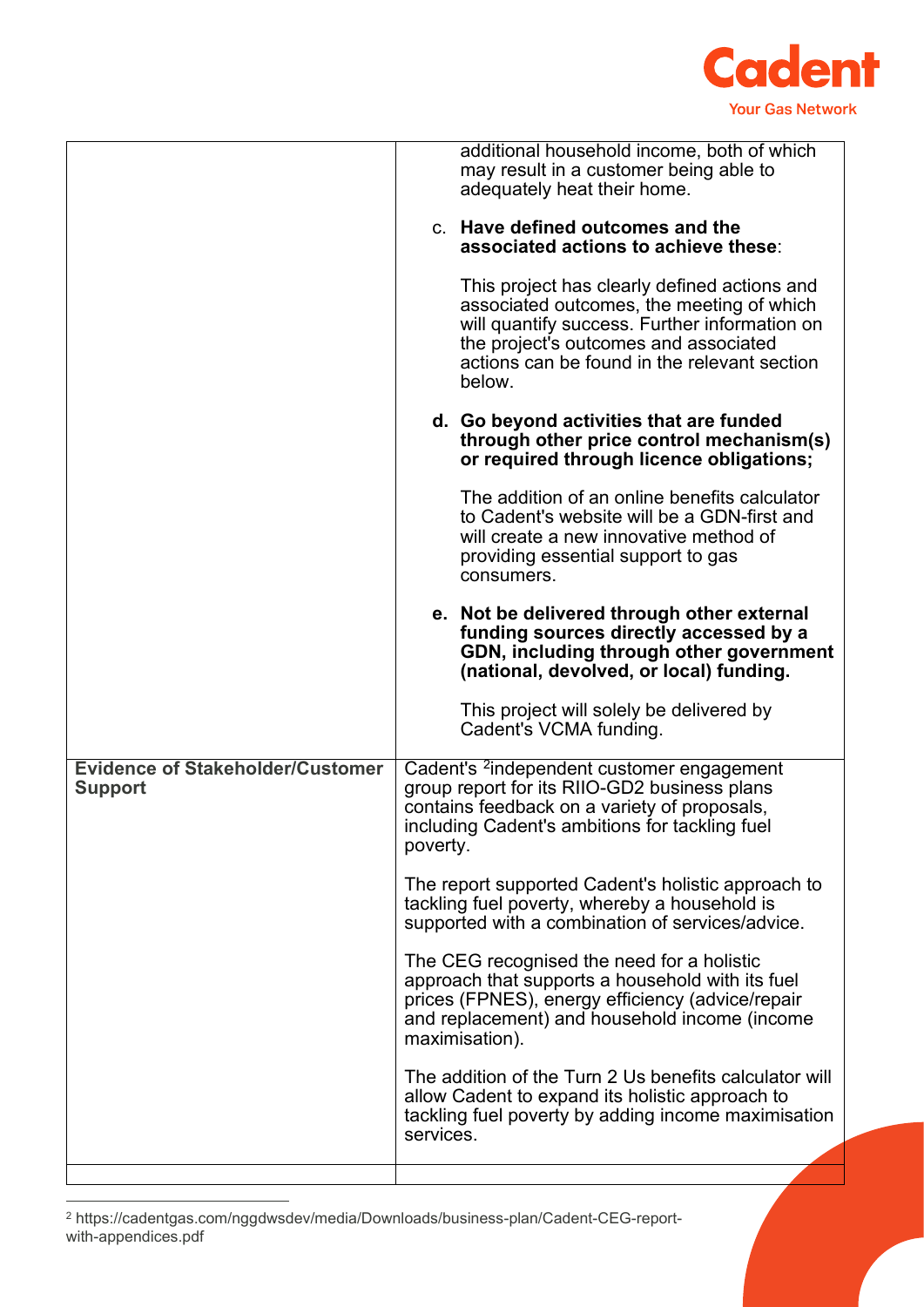| | |
|---|---|
| | additional household income, both of which may result in a customer being able to adequately heat their home.<br><br>c. **Have defined outcomes and the associated actions to achieve these**:<br><br>This project has clearly defined actions and associated outcomes, the meeting of which will quantify success. Further information on the project's outcomes and associated actions can be found in the relevant section below.<br><br>**d. Go beyond activities that are funded through other price control mechanism(s) or required through licence obligations;**<br><br>The addition of an online benefits calculator to Cadent's website will be a GDN-first and will create a new innovative method of providing essential support to gas consumers.<br><br>**e. Not be delivered through other external funding sources directly accessed by a GDN, including through other government (national, devolved, or local) funding.**<br><br>This project will solely be delivered by Cadent's VCMA funding. |
| **Evidence of Stakeholder/Customer Support** | Cadent's [2]independent customer engagement group report for its RIIO-GD2 business plans contains feedback on a variety of proposals, including Cadent's ambitions for tackling fuel poverty.<br><br>The report supported Cadent's holistic approach to tackling fuel poverty, whereby a household is supported with a combination of services/advice.<br><br>The CEG recognised the need for a holistic approach that supports a household with its fuel prices (FPNES), energy efficiency (advice/repair and replacement) and household income (income maximisation).<br><br>The addition of the Turn 2 Us benefits calculator will allow Cadent to expand its holistic approach to tackling fuel poverty by adding income maximisation services. |
| | |

[2] https://cadentgas.com/nggdwsdev/media/Downloads/business-plan/Cadent-CEG-report-with-appendices.pdf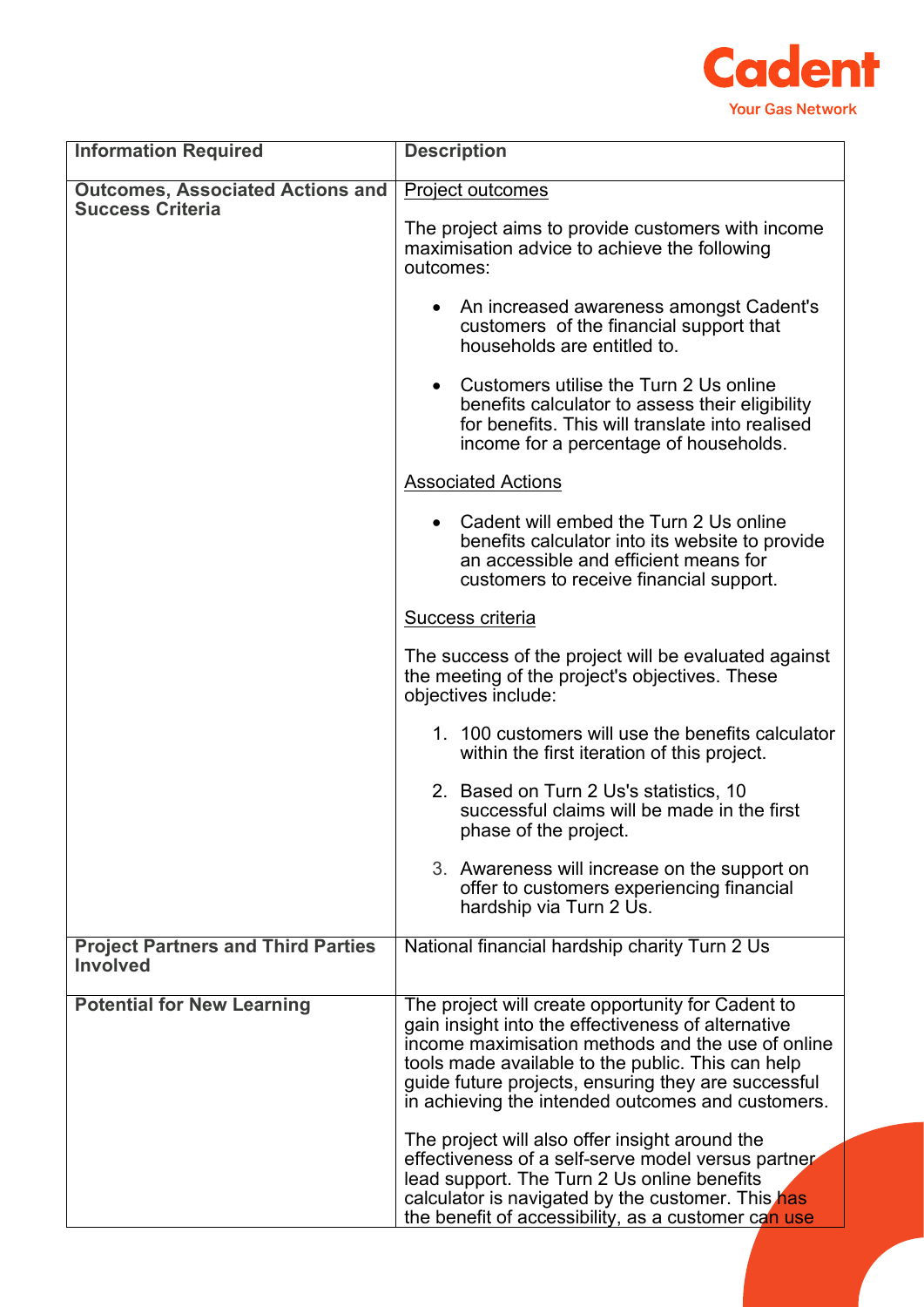| Information Required | Description |
|---|---|
| **Outcomes, Associated Actions and Success Criteria** | Project outcomes<br><br>The project aims to provide customers with income maximisation advice to achieve the following outcomes:<br><br>• An increased awareness amongst Cadent's customers of the financial support that households are entitled to.<br><br>• Customers utilise the Turn 2 Us online benefits calculator to assess their eligibility for benefits. This will translate into realised income for a percentage of households.<br><br>Associated Actions<br><br>• Cadent will embed the Turn 2 Us online benefits calculator into its website to provide an accessible and efficient means for customers to receive financial support.<br><br>Success criteria<br><br>The success of the project will be evaluated against the meeting of the project's objectives. These objectives include:<br><br>1. 100 customers will use the benefits calculator within the first iteration of this project.<br><br>2. Based on Turn 2 Us's statistics, 10 successful claims will be made in the first phase of the project.<br><br>3. Awareness will increase on the support on offer to customers experiencing financial hardship via Turn 2 Us. |
| **Project Partners and Third Parties Involved** | National financial hardship charity Turn 2 Us |
| **Potential for New Learning** | The project will create opportunity for Cadent to gain insight into the effectiveness of alternative income maximisation methods and the use of online tools made available to the public. This can help guide future projects, ensuring they are successful in achieving the intended outcomes and customers.<br><br>The project will also offer insight around the effectiveness of a self-serve model versus partner lead support. The Turn 2 Us online benefits calculator is navigated by the customer. This has the benefit of accessibility, as a customer can use |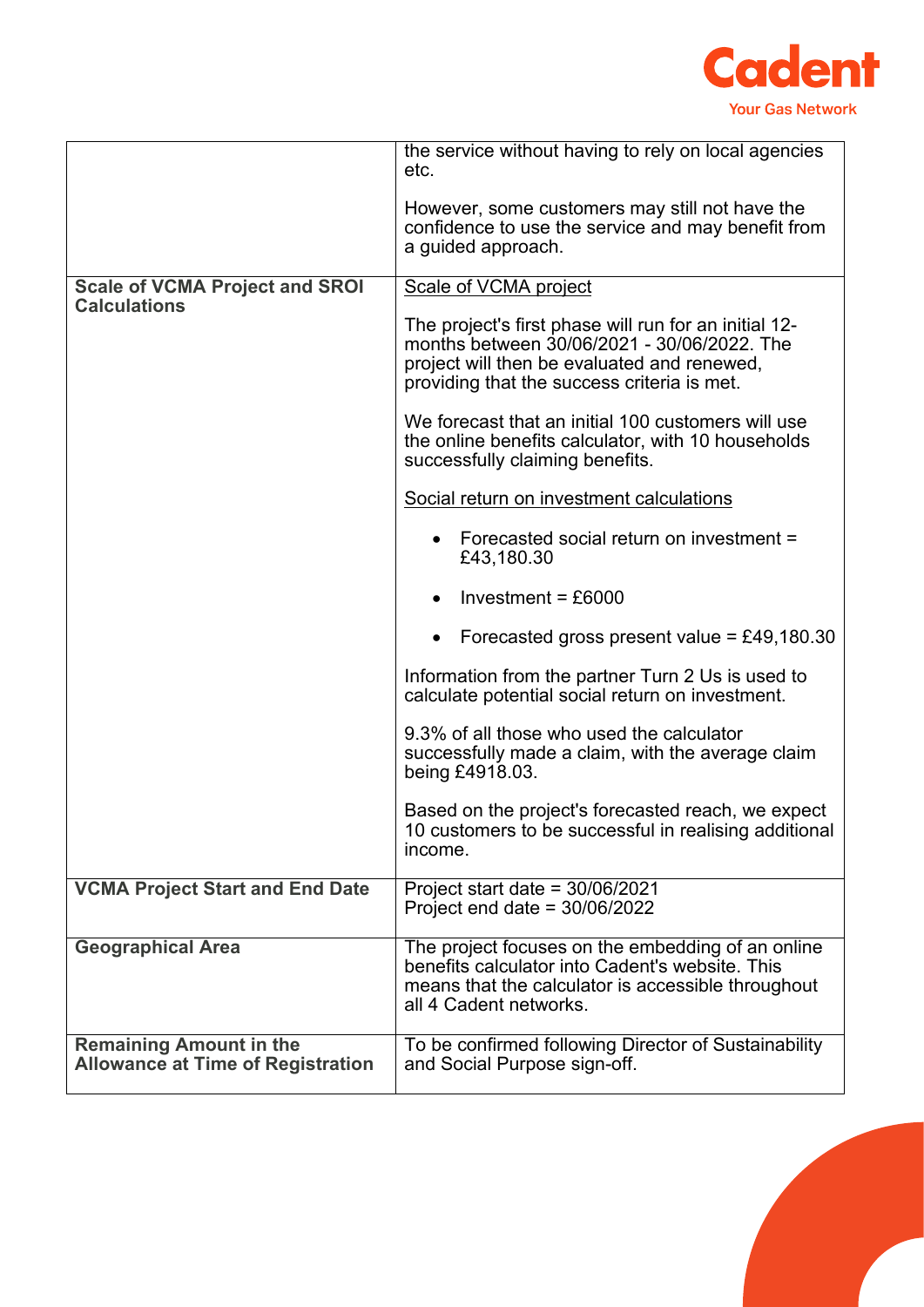| | |
|---|---|
| | the service without having to rely on local agencies etc.<br><br>However, some customers may still not have the confidence to use the service and may benefit from a guided approach. |
| **Scale of VCMA Project and SROI Calculations** | Scale of VCMA project<br><br>The project's first phase will run for an initial 12-months between 30/06/2021 - 30/06/2022. The project will then be evaluated and renewed, providing that the success criteria is met.<br><br>We forecast that an initial 100 customers will use the online benefits calculator, with 10 households successfully claiming benefits.<br><br>Social return on investment calculations<br><br>• Forecasted social return on investment = £43,180.30<br><br>• Investment = £6000<br><br>• Forecasted gross present value = £49,180.30<br><br>Information from the partner Turn 2 Us is used to calculate potential social return on investment.<br><br>9.3% of all those who used the calculator successfully made a claim, with the average claim being £4918.03.<br><br>Based on the project's forecasted reach, we expect 10 customers to be successful in realising additional income. |
| **VCMA Project Start and End Date** | Project start date = 30/06/2021<br>Project end date = 30/06/2022 |
| **Geographical Area** | The project focuses on the embedding of an online benefits calculator into Cadent's website. This means that the calculator is accessible throughout all 4 Cadent networks. |
| **Remaining Amount in the Allowance at Time of Registration** | To be confirmed following Director of Sustainability and Social Purpose sign-off. |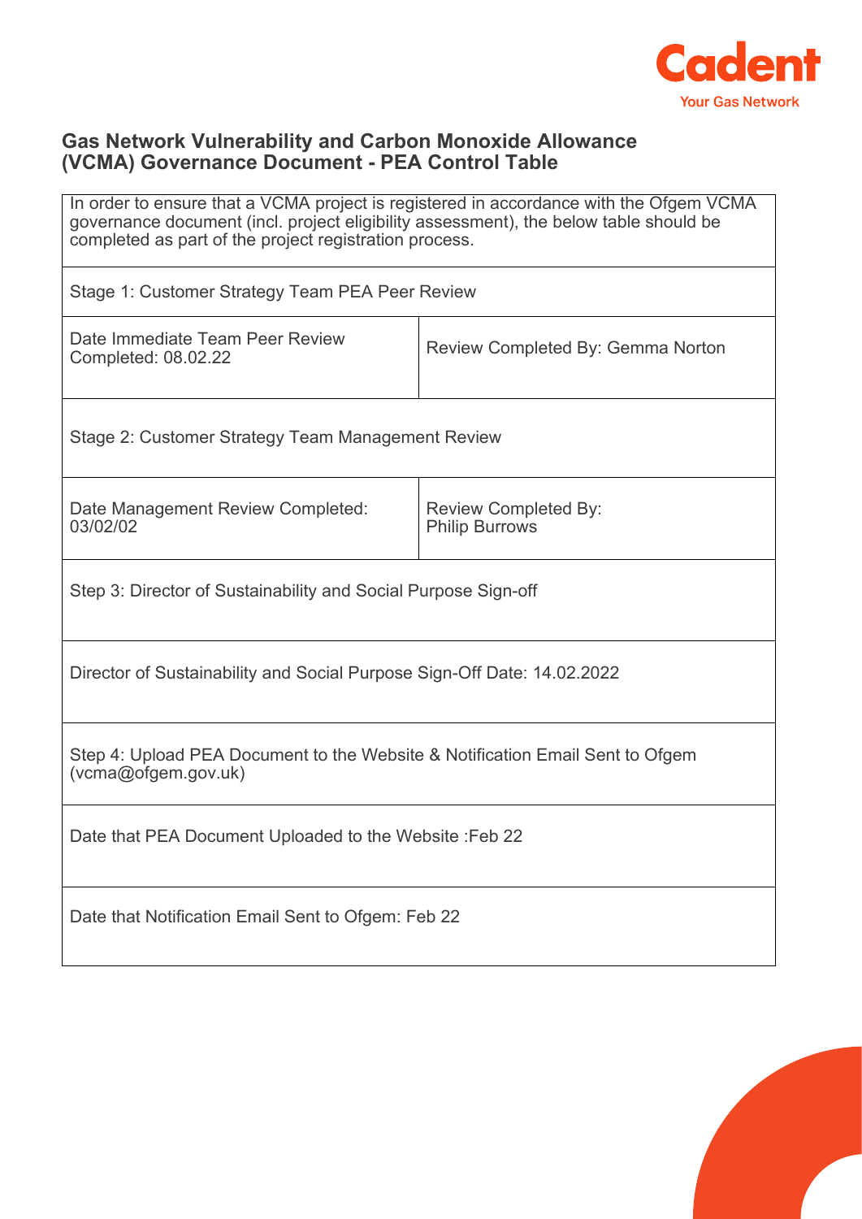## Gas Network Vulnerability and Carbon Monoxide Allowance (VCMA) Governance Document - PEA Control Table

| | |
|---|---|
| In order to ensure that a VCMA project is registered in accordance with the Ofgem VCMA governance document (incl. project eligibility assessment), the below table should be completed as part of the project registration process. | |
| Stage 1: Customer Strategy Team PEA Peer Review | |
| Date Immediate Team Peer Review Completed: 08.02.22 | Review Completed By: Gemma Norton |
| Stage 2: Customer Strategy Team Management Review | |
| Date Management Review Completed: 03/02/02 | Review Completed By: Philip Burrows |
| Step 3: Director of Sustainability and Social Purpose Sign-off | |
| Director of Sustainability and Social Purpose Sign-Off Date: 14.02.2022 | |
| Step 4: Upload PEA Document to the Website & Notification Email Sent to Ofgem (vcma@ofgem.gov.uk) | |
| Date that PEA Document Uploaded to the Website :Feb 22 | |
| Date that Notification Email Sent to Ofgem: Feb 22 | |